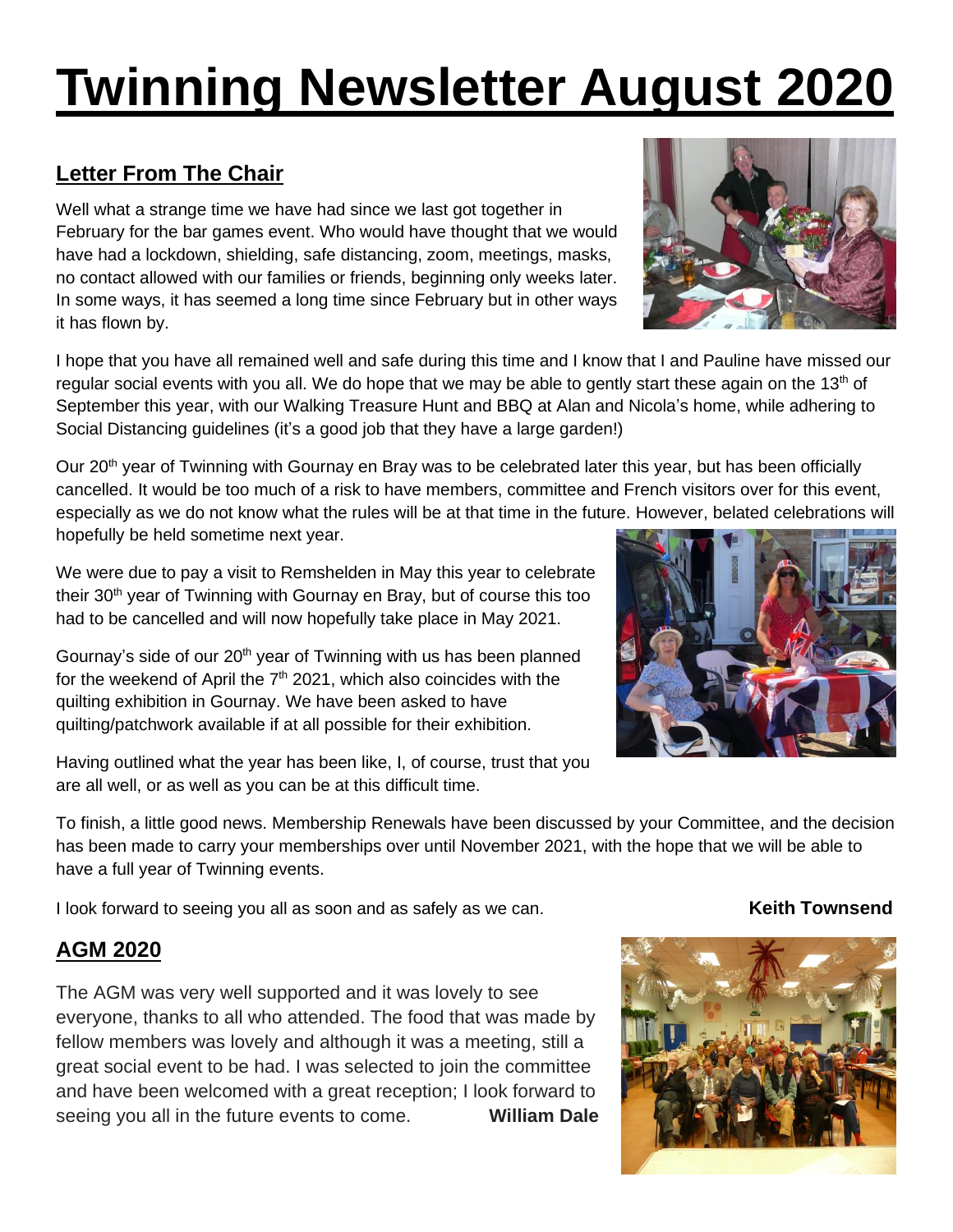# Twinning Newsletter August 2020

## Letter From The Chair

Well what a strange time we have had since we last got together in February for the bar games event. Who would have thought that we would have had a lockdown, shielding, safe distancing, zoom, meetings, masks, no contact allowed with our families or friends, beginning only weeks later. In some ways, it has seemed a long time since February but in other ways it has flown by.

I hope that you have all remained well and safe during this time and I know that I and Pauline have missed our regular social events with you all. We do hope that we may be able to gently start these again on the 13th of September this year, with our Walking Treasure Hunt and BBQ at Alan and Nicola's home, while adhering to Social Distancing guidelines (it's a good job that they have a large garden!)

Our 20th year of Twinning with Gournay en Bray was to be celebrated later this year, but has been officially cancelled. It would be too much of a risk to have members, committee and French visitors over for this event, especially as we do not know what the rules will be at that time in the future. However, belated celebrations will hopefully be held sometime next year.

We were due to pay a visit to Remshelden in May this year to celebrate their 30th year of Twinning with Gournay en Bray, but of course this too had to be cancelled and will now hopefully take place in May 2021.

Gournay's side of our 20th year of Twinning with us has been planned for the weekend of April the 7th 2021, which also coincides with the quilting exhibition in Gournay. We have been asked to have quilting/patchwork available if at all possible for their exhibition.

Having outlined what the year has been like, I, of course, trust that you are all well, or as well as you can be at this difficult time.

To finish, a little good news. Membership Renewals have been discussed by your Committee, and the decision has been made to carry your memberships over until November 2021, with the hope that we will be able to have a full year of Twinning events.

I look forward to seeing you all as soon and as safely as we can.

**Keith Townsend**

## AGM 2020

The AGM was very well supported and it was lovely to see everyone, thanks to all who attended. The food that was made by fellow members was lovely and although it was a meeting, still a great social event to be had. I was selected to join the committee and have been welcomed with a great reception; I look forward to seeing you all in the future events to come.

**William Dale**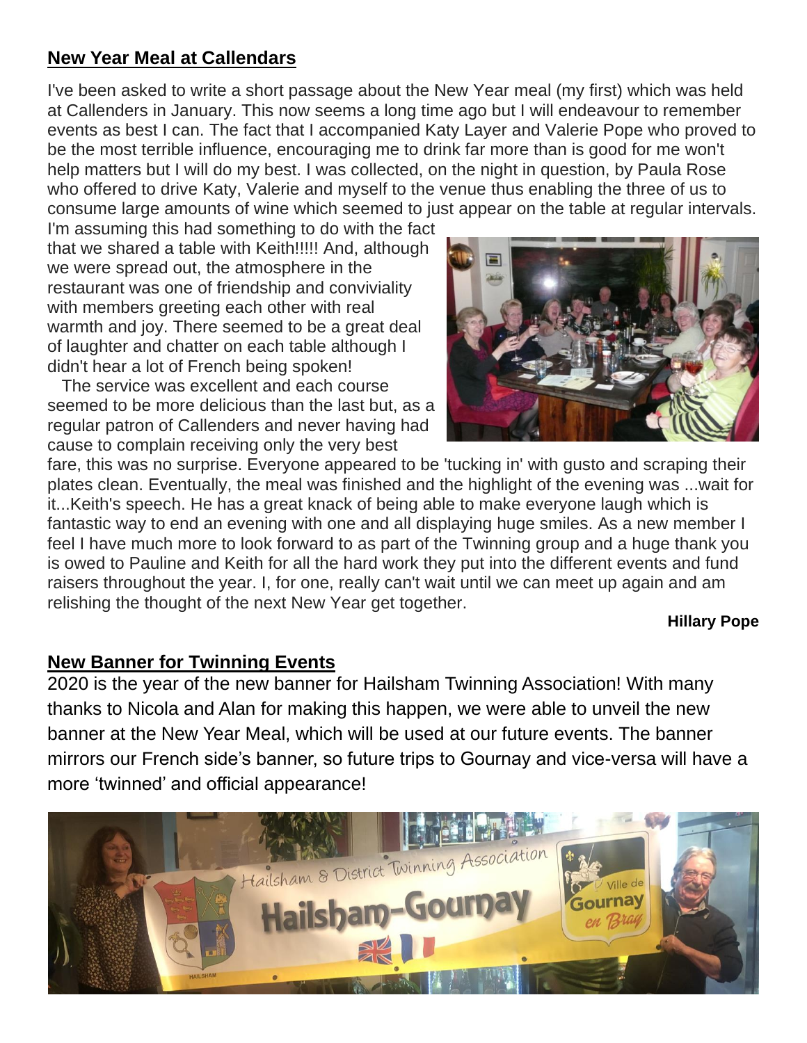## New Year Meal at Callendars

I've been asked to write a short passage about the New Year meal (my first) which was held at Callenders in January. This now seems a long time ago but I will endeavour to remember events as best I can. The fact that I accompanied Katy Layer and Valerie Pope who proved to be the most terrible influence, encouraging me to drink far more than is good for me won't help matters but I will do my best. I was collected, on the night in question, by Paula Rose who offered to drive Katy, Valerie and myself to the venue thus enabling the three of us to consume large amounts of wine which seemed to just appear on the table at regular intervals. I'm assuming this had something to do with the fact that we shared a table with Keith!!!!! And, although we were spread out, the atmosphere in the restaurant was one of friendship and conviviality with members greeting each other with real warmth and joy. There seemed to be a great deal of laughter and chatter on each table although I didn't hear a lot of French being spoken!

The service was excellent and each course seemed to be more delicious than the last but, as a regular patron of Callenders and never having had cause to complain receiving only the very best fare, this was no surprise. Everyone appeared to be 'tucking in' with gusto and scraping their plates clean. Eventually, the meal was finished and the highlight of the evening was ...wait for it...Keith's speech. He has a great knack of being able to make everyone laugh which is fantastic way to end an evening with one and all displaying huge smiles. As a new member I feel I have much more to look forward to as part of the Twinning group and a huge thank you is owed to Pauline and Keith for all the hard work they put into the different events and fund raisers throughout the year. I, for one, really can't wait until we can meet up again and am relishing the thought of the next New Year get together.

**Hillary Pope**

## New Banner for Twinning Events

2020 is the year of the new banner for Hailsham Twinning Association! With many thanks to Nicola and Alan for making this happen, we were able to unveil the new banner at the New Year Meal, which will be used at our future events. The banner mirrors our French side's banner, so future trips to Gournay and vice-versa will have a more 'twinned' and official appearance!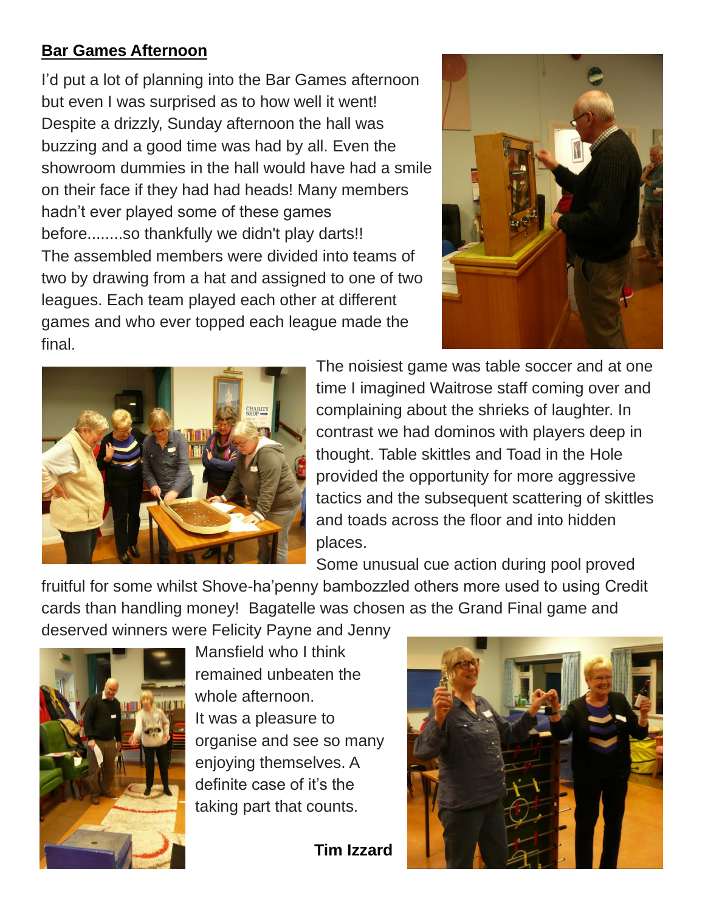## Bar Games Afternoon

I'd put a lot of planning into the Bar Games afternoon but even I was surprised as to how well it went! Despite a drizzly, Sunday afternoon the hall was buzzing and a good time was had by all. Even the showroom dummies in the hall would have had a smile on their face if they had had heads! Many members hadn't ever played some of these games before........so thankfully we didn't play darts!! The assembled members were divided into teams of two by drawing from a hat and assigned to one of two leagues. Each team played each other at different games and who ever topped each league made the final.

The noisiest game was table soccer and at one time I imagined Waitrose staff coming over and complaining about the shrieks of laughter. In contrast we had dominos with players deep in thought. Table skittles and Toad in the Hole provided the opportunity for more aggressive tactics and the subsequent scattering of skittles and toads across the floor and into hidden places.

Some unusual cue action during pool proved fruitful for some whilst Shove-ha'penny bambozzled others more used to using Credit cards than handling money! Bagatelle was chosen as the Grand Final game and deserved winners were Felicity Payne and Jenny Mansfield who I think remained unbeaten the whole afternoon.

It was a pleasure to organise and see so many enjoying themselves. A definite case of it's the taking part that counts.

**Tim Izzard**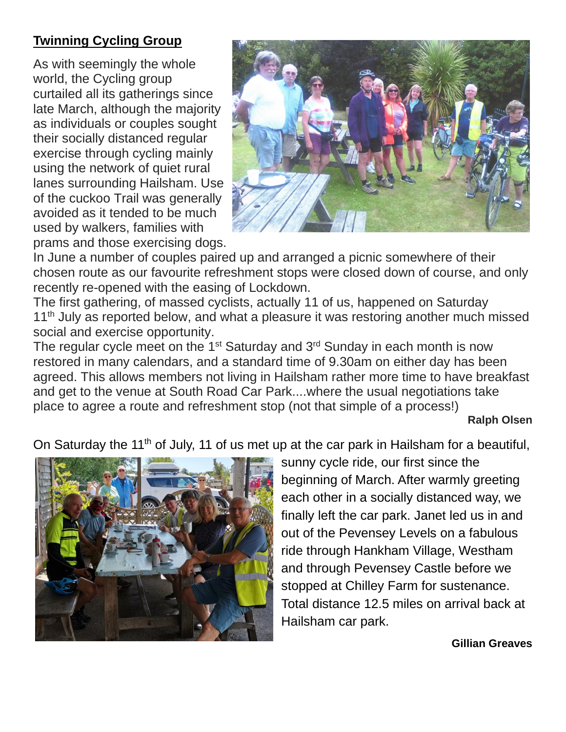## Twinning Cycling Group

As with seemingly the whole world, the Cycling group curtailed all its gatherings since late March, although the majority as individuals or couples sought their socially distanced regular exercise through cycling mainly using the network of quiet rural lanes surrounding Hailsham. Use of the cuckoo Trail was generally avoided as it tended to be much used by walkers, families with prams and those exercising dogs.
In June a number of couples paired up and arranged a picnic somewhere of their chosen route as our favourite refreshment stops were closed down of course, and only recently re-opened with the easing of Lockdown.
The first gathering, of massed cyclists, actually 11 of us, happened on Saturday 11th July as reported below, and what a pleasure it was restoring another much missed social and exercise opportunity.
The regular cycle meet on the 1st Saturday and 3rd Sunday in each month is now restored in many calendars, and a standard time of 9.30am on either day has been agreed. This allows members not living in Hailsham rather more time to have breakfast and get to the venue at South Road Car Park....where the usual negotiations take place to agree a route and refreshment stop (not that simple of a process!)

**Ralph Olsen**

On Saturday the 11th of July, 11 of us met up at the car park in Hailsham for a beautiful, sunny cycle ride, our first since the beginning of March. After warmly greeting each other in a socially distanced way, we finally left the car park. Janet led us in and out of the Pevensey Levels on a fabulous ride through Hankham Village, Westham and through Pevensey Castle before we stopped at Chilley Farm for sustenance. Total distance 12.5 miles on arrival back at Hailsham car park.

**Gillian Greaves**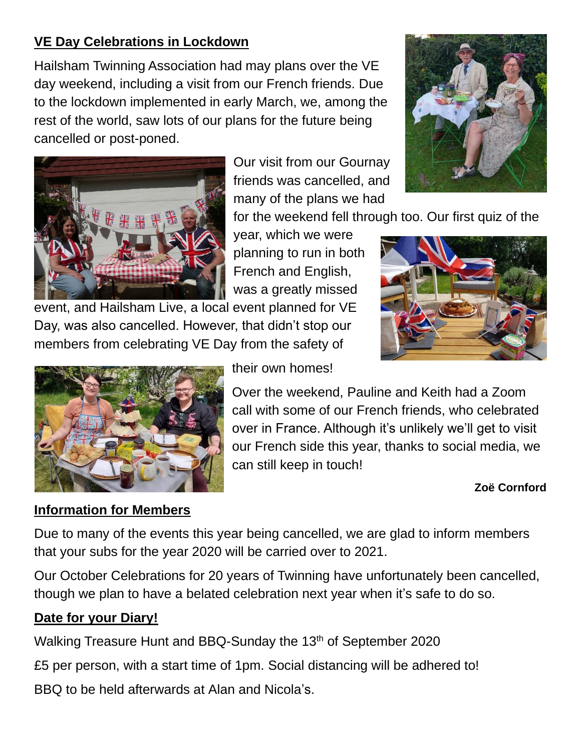## VE Day Celebrations in Lockdown

Hailsham Twinning Association had may plans over the VE day weekend, including a visit from our French friends. Due to the lockdown implemented in early March, we, among the rest of the world, saw lots of our plans for the future being cancelled or post-poned.

Our visit from our Gournay friends was cancelled, and many of the plans we had for the weekend fell through too. Our first quiz of the year, which we were planning to run in both French and English, was a greatly missed event, and Hailsham Live, a local event planned for VE Day, was also cancelled. However, that didn't stop our members from celebrating VE Day from the safety of their own homes!

Over the weekend, Pauline and Keith had a Zoom call with some of our French friends, who celebrated over in France. Although it's unlikely we'll get to visit our French side this year, thanks to social media, we can still keep in touch!

**Zoë Cornford**

## Information for Members

Due to many of the events this year being cancelled, we are glad to inform members that your subs for the year 2020 will be carried over to 2021.

Our October Celebrations for 20 years of Twinning have unfortunately been cancelled, though we plan to have a belated celebration next year when it's safe to do so.

## Date for your Diary!

Walking Treasure Hunt and BBQ-Sunday the 13th of September 2020

£5 per person, with a start time of 1pm. Social distancing will be adhered to!

BBQ to be held afterwards at Alan and Nicola's.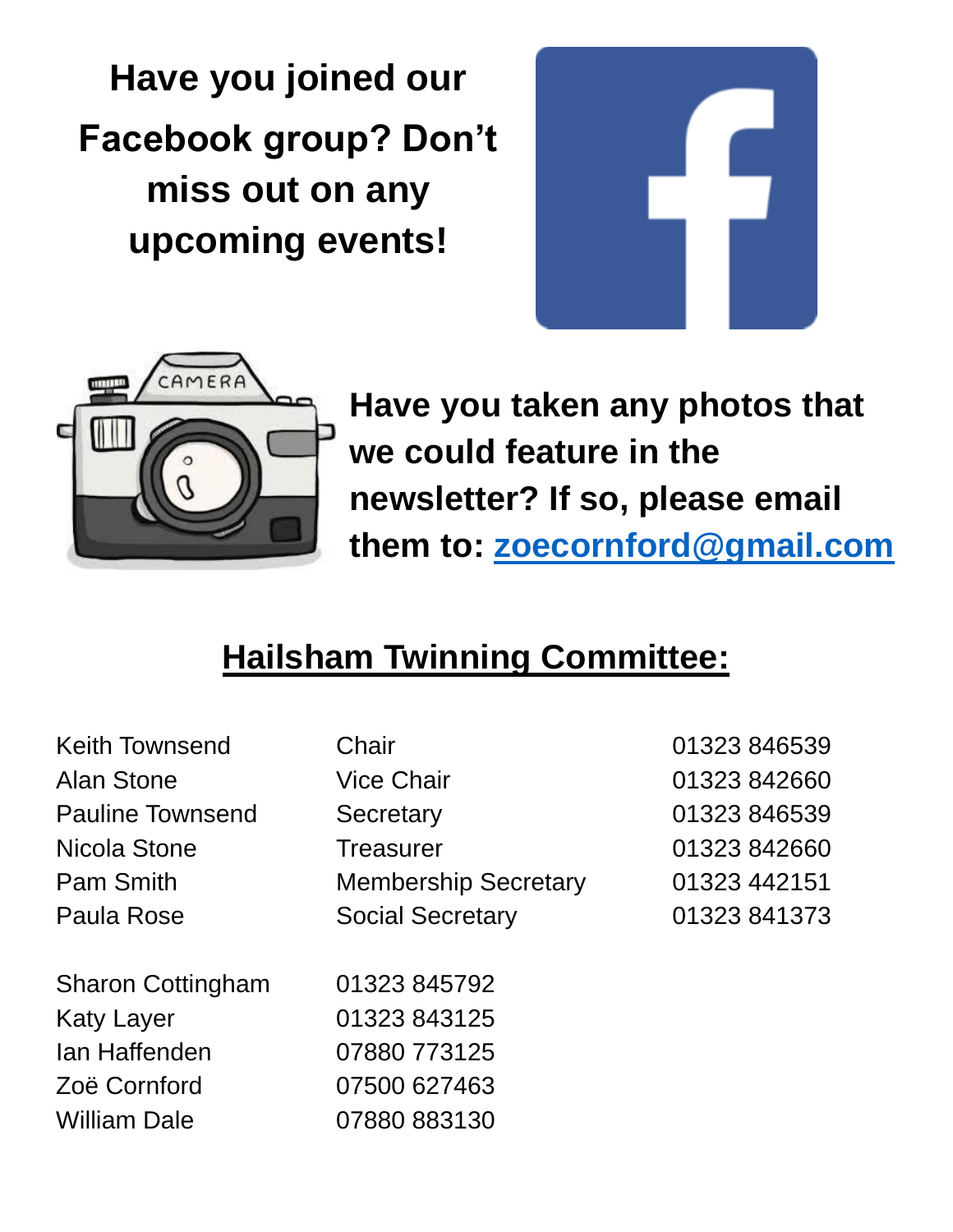**Have you joined our Facebook group? Don't miss out on any upcoming events!**

**Have you taken any photos that we could feature in the newsletter? If so, please email them to: [zoecornford@gmail.com](mailto:zoecornford@gmail.com)**

## Hailsham Twinning Committee:

| | | |
|---|---|---|
| Keith Townsend | Chair | 01323 846539 |
| Alan Stone | Vice Chair | 01323 842660 |
| Pauline Townsend | Secretary | 01323 846539 |
| Nicola Stone | Treasurer | 01323 842660 |
| Pam Smith | Membership Secretary | 01323 442151 |
| Paula Rose | Social Secretary | 01323 841373 |

| | |
|---|---|
| Sharon Cottingham | 01323 845792 |
| Katy Layer | 01323 843125 |
| Ian Haffenden | 07880 773125 |
| Zoë Cornford | 07500 627463 |
| William Dale | 07880 883130 |